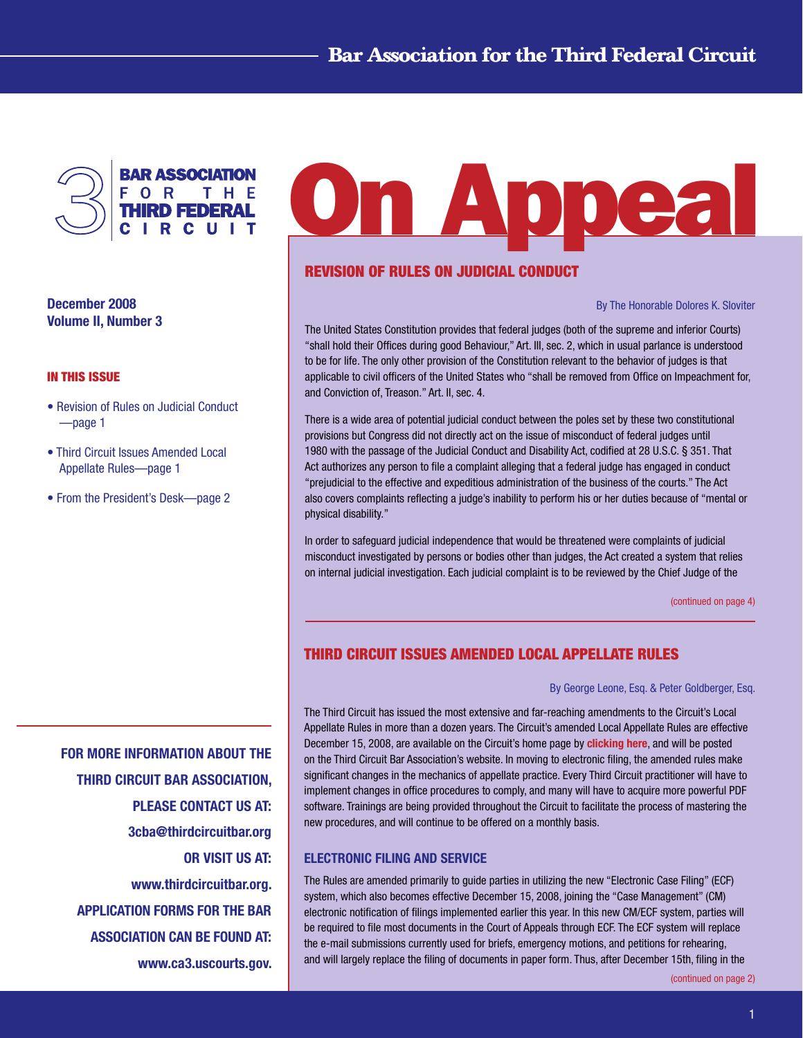# On Appeal

**Bar Association for the Third Federal Circuit**

**December 2008**
**Volume II, Number 3**

**IN THIS ISSUE**

- Revision of Rules on Judicial Conduct—page 1
- Third Circuit Issues Amended Local Appellate Rules—page 1
- From the President's Desk—page 2

## REVISION OF RULES ON JUDICIAL CONDUCT

By The Honorable Dolores K. Sloviter

The United States Constitution provides that federal judges (both of the supreme and inferior Courts) "shall hold their Offices during good Behaviour," Art. III, sec. 2, which in usual parlance is understood to be for life. The only other provision of the Constitution relevant to the behavior of judges is that applicable to civil officers of the United States who "shall be removed from Office on Impeachment for, and Conviction of, Treason." Art. II, sec. 4.

There is a wide area of potential judicial conduct between the poles set by these two constitutional provisions but Congress did not directly act on the issue of misconduct of federal judges until 1980 with the passage of the Judicial Conduct and Disability Act, codified at 28 U.S.C. § 351. That Act authorizes any person to file a complaint alleging that a federal judge has engaged in conduct "prejudicial to the effective and expeditious administration of the business of the courts." The Act also covers complaints reflecting a judge's inability to perform his or her duties because of "mental or physical disability."

In order to safeguard judicial independence that would be threatened were complaints of judicial misconduct investigated by persons or bodies other than judges, the Act created a system that relies on internal judicial investigation. Each judicial complaint is to be reviewed by the Chief Judge of the

(continued on page 4)

## THIRD CIRCUIT ISSUES AMENDED LOCAL APPELLATE RULES

By George Leone, Esq. & Peter Goldberger, Esq.

The Third Circuit has issued the most extensive and far-reaching amendments to the Circuit's Local Appellate Rules in more than a dozen years. The Circuit's amended Local Appellate Rules are effective December 15, 2008, are available on the Circuit's home page by **clicking here**, and will be posted on the Third Circuit Bar Association's website. In moving to electronic filing, the amended rules make significant changes in the mechanics of appellate practice. Every Third Circuit practitioner will have to implement changes in office procedures to comply, and many will have to acquire more powerful PDF software. Trainings are being provided throughout the Circuit to facilitate the process of mastering the new procedures, and will continue to be offered on a monthly basis.

### ELECTRONIC FILING AND SERVICE

The Rules are amended primarily to guide parties in utilizing the new "Electronic Case Filing" (ECF) system, which also becomes effective December 15, 2008, joining the "Case Management" (CM) electronic notification of filings implemented earlier this year. In this new CM/ECF system, parties will be required to file most documents in the Court of Appeals through ECF. The ECF system will replace the e-mail submissions currently used for briefs, emergency motions, and petitions for rehearing, and will largely replace the filing of documents in paper form. Thus, after December 15th, filing in the

(continued on page 2)

**FOR MORE INFORMATION ABOUT THE THIRD CIRCUIT BAR ASSOCIATION, PLEASE CONTACT US AT: 3cba@thirdcircuitbar.org OR VISIT US AT: www.thirdcircuitbar.org. APPLICATION FORMS FOR THE BAR ASSOCIATION CAN BE FOUND AT: www.ca3.uscourts.gov.**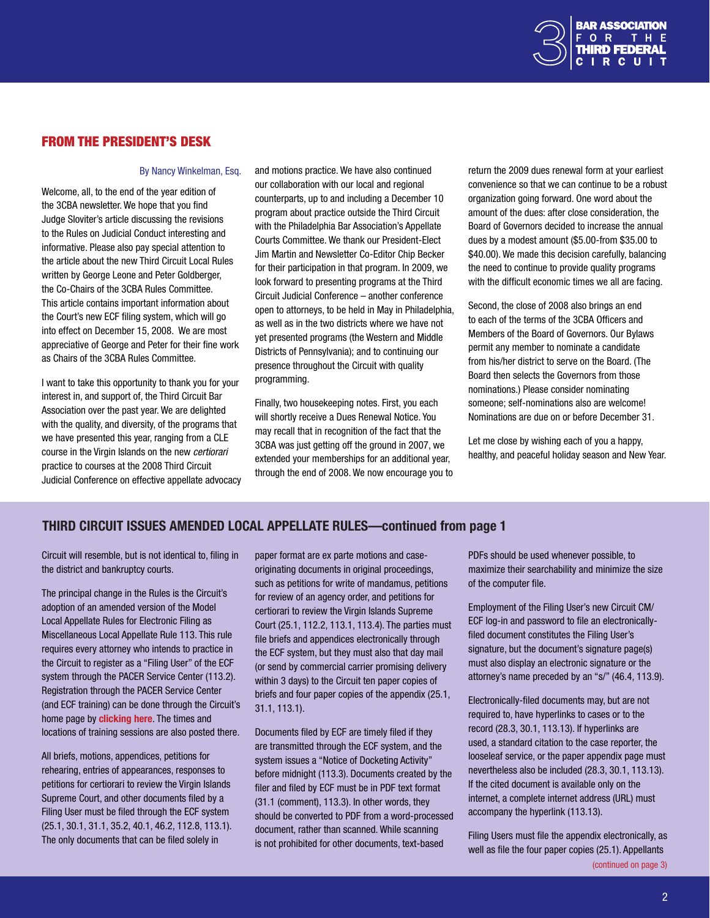## FROM THE PRESIDENT'S DESK

By Nancy Winkelman, Esq.

Welcome, all, to the end of the year edition of the 3CBA newsletter. We hope that you find Judge Sloviter's article discussing the revisions to the Rules on Judicial Conduct interesting and informative. Please also pay special attention to the article about the new Third Circuit Local Rules written by George Leone and Peter Goldberger, the Co-Chairs of the 3CBA Rules Committee. This article contains important information about the Court's new ECF filing system, which will go into effect on December 15, 2008. We are most appreciative of George and Peter for their fine work as Chairs of the 3CBA Rules Committee.

I want to take this opportunity to thank you for your interest in, and support of, the Third Circuit Bar Association over the past year. We are delighted with the quality, and diversity, of the programs that we have presented this year, ranging from a CLE course in the Virgin Islands on the new *certiorari* practice to courses at the 2008 Third Circuit Judicial Conference on effective appellate advocacy and motions practice. We have also continued our collaboration with our local and regional counterparts, up to and including a December 10 program about practice outside the Third Circuit with the Philadelphia Bar Association's Appellate Courts Committee. We thank our President-Elect Jim Martin and Newsletter Co-Editor Chip Becker for their participation in that program. In 2009, we look forward to presenting programs at the Third Circuit Judicial Conference – another conference open to attorneys, to be held in May in Philadelphia, as well as in the two districts where we have not yet presented programs (the Western and Middle Districts of Pennsylvania); and to continuing our presence throughout the Circuit with quality programming.

Finally, two housekeeping notes. First, you each will shortly receive a Dues Renewal Notice. You may recall that in recognition of the fact that the 3CBA was just getting off the ground in 2007, we extended your memberships for an additional year, through the end of 2008. We now encourage you to return the 2009 dues renewal form at your earliest convenience so that we can continue to be a robust organization going forward. One word about the amount of the dues: after close consideration, the Board of Governors decided to increase the annual dues by a modest amount ($5.00-from $35.00 to $40.00). We made this decision carefully, balancing the need to continue to provide quality programs with the difficult economic times we all are facing.

Second, the close of 2008 also brings an end to each of the terms of the 3CBA Officers and Members of the Board of Governors. Our Bylaws permit any member to nominate a candidate from his/her district to serve on the Board. (The Board then selects the Governors from those nominations.) Please consider nominating someone; self-nominations also are welcome! Nominations are due on or before December 31.

Let me close by wishing each of you a happy, healthy, and peaceful holiday season and New Year.

## THIRD CIRCUIT ISSUES AMENDED LOCAL APPELLATE RULES—continued from page 1

Circuit will resemble, but is not identical to, filing in the district and bankruptcy courts.

The principal change in the Rules is the Circuit's adoption of an amended version of the Model Local Appellate Rules for Electronic Filing as Miscellaneous Local Appellate Rule 113. This rule requires every attorney who intends to practice in the Circuit to register as a "Filing User" of the ECF system through the PACER Service Center (113.2). Registration through the PACER Service Center (and ECF training) can be done through the Circuit's home page by **clicking here**. The times and locations of training sessions are also posted there.

All briefs, motions, appendices, petitions for rehearing, entries of appearances, responses to petitions for certiorari to review the Virgin Islands Supreme Court, and other documents filed by a Filing User must be filed through the ECF system (25.1, 30.1, 31.1, 35.2, 40.1, 46.2, 112.8, 113.1). The only documents that can be filed solely in paper format are ex parte motions and case-originating documents in original proceedings, such as petitions for write of mandamus, petitions for review of an agency order, and petitions for certiorari to review the Virgin Islands Supreme Court (25.1, 112.2, 113.1, 113.4). The parties must file briefs and appendices electronically through the ECF system, but they must also that day mail (or send by commercial carrier promising delivery within 3 days) to the Circuit ten paper copies of briefs and four paper copies of the appendix (25.1, 31.1, 113.1).

Documents filed by ECF are timely filed if they are transmitted through the ECF system, and the system issues a "Notice of Docketing Activity" before midnight (113.3). Documents created by the filer and filed by ECF must be in PDF text format (31.1 (comment), 113.3). In other words, they should be converted to PDF from a word-processed document, rather than scanned. While scanning is not prohibited for other documents, text-based PDFs should be used whenever possible, to maximize their searchability and minimize the size of the computer file.

Employment of the Filing User's new Circuit CM/ECF log-in and password to file an electronically-filed document constitutes the Filing User's signature, but the document's signature page(s) must also display an electronic signature or the attorney's name preceded by an "s/" (46.4, 113.9).

Electronically-filed documents may, but are not required to, have hyperlinks to cases or to the record (28.3, 30.1, 113.13). If hyperlinks are used, a standard citation to the case reporter, the looseleaf service, or the paper appendix page must nevertheless also be included (28.3, 30.1, 113.13). If the cited document is available only on the internet, a complete internet address (URL) must accompany the hyperlink (113.13).

Filing Users must file the appendix electronically, as well as file the four paper copies (25.1). Appellants

(continued on page 3)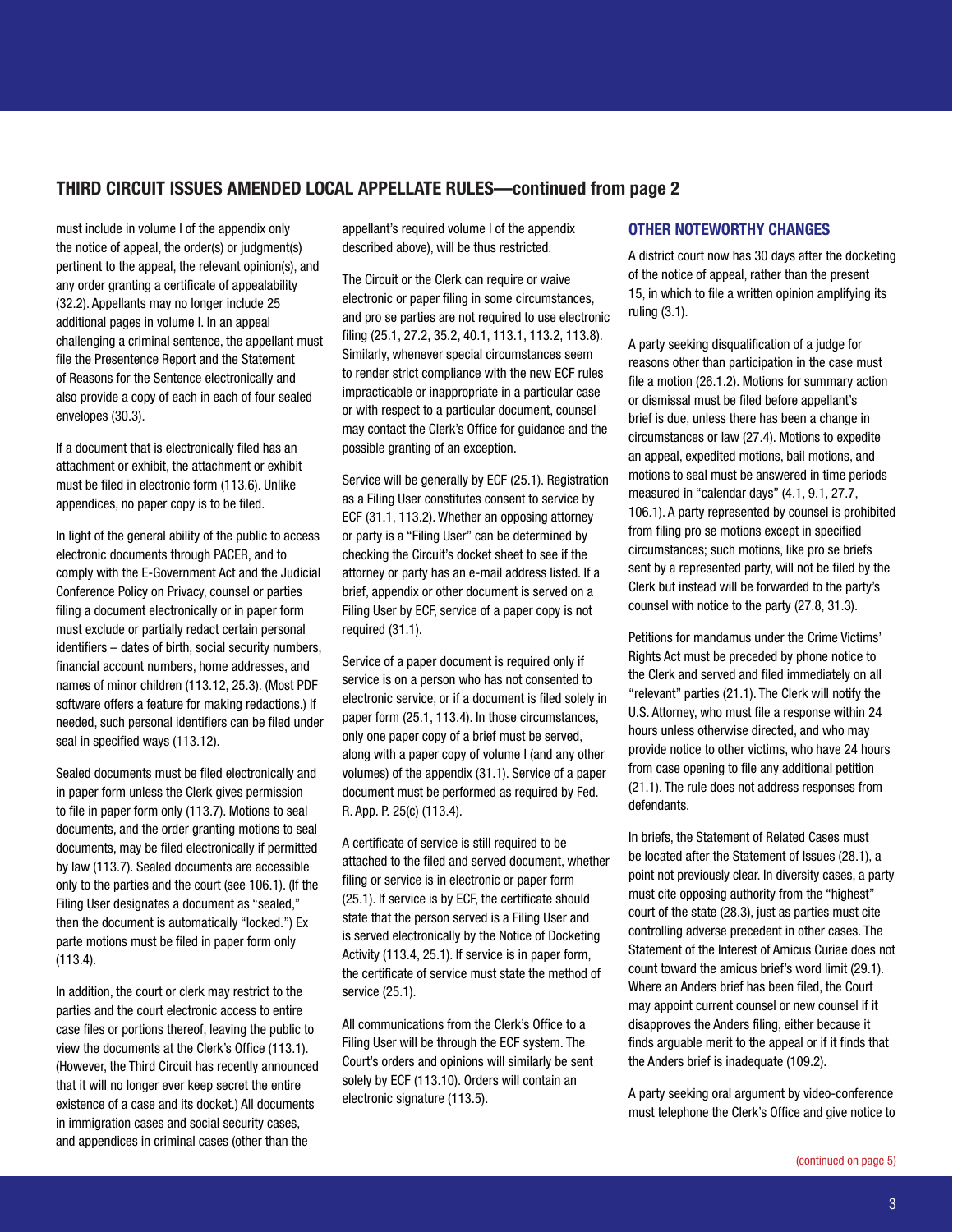## THIRD CIRCUIT ISSUES AMENDED LOCAL APPELLATE RULES—continued from page 2

must include in volume I of the appendix only the notice of appeal, the order(s) or judgment(s) pertinent to the appeal, the relevant opinion(s), and any order granting a certificate of appealability (32.2). Appellants may no longer include 25 additional pages in volume I. In an appeal challenging a criminal sentence, the appellant must file the Presentence Report and the Statement of Reasons for the Sentence electronically and also provide a copy of each in each of four sealed envelopes (30.3).

If a document that is electronically filed has an attachment or exhibit, the attachment or exhibit must be filed in electronic form (113.6). Unlike appendices, no paper copy is to be filed.

In light of the general ability of the public to access electronic documents through PACER, and to comply with the E-Government Act and the Judicial Conference Policy on Privacy, counsel or parties filing a document electronically or in paper form must exclude or partially redact certain personal identifiers – dates of birth, social security numbers, financial account numbers, home addresses, and names of minor children (113.12, 25.3). (Most PDF software offers a feature for making redactions.) If needed, such personal identifiers can be filed under seal in specified ways (113.12).

Sealed documents must be filed electronically and in paper form unless the Clerk gives permission to file in paper form only (113.7). Motions to seal documents, and the order granting motions to seal documents, may be filed electronically if permitted by law (113.7). Sealed documents are accessible only to the parties and the court (see 106.1). (If the Filing User designates a document as "sealed," then the document is automatically "locked.") Ex parte motions must be filed in paper form only (113.4).

In addition, the court or clerk may restrict to the parties and the court electronic access to entire case files or portions thereof, leaving the public to view the documents at the Clerk's Office (113.1). (However, the Third Circuit has recently announced that it will no longer ever keep secret the entire existence of a case and its docket.) All documents in immigration cases and social security cases, and appendices in criminal cases (other than the appellant's required volume I of the appendix described above), will be thus restricted.

The Circuit or the Clerk can require or waive electronic or paper filing in some circumstances, and pro se parties are not required to use electronic filing (25.1, 27.2, 35.2, 40.1, 113.1, 113.2, 113.8). Similarly, whenever special circumstances seem to render strict compliance with the new ECF rules impracticable or inappropriate in a particular case or with respect to a particular document, counsel may contact the Clerk's Office for guidance and the possible granting of an exception.

Service will be generally by ECF (25.1). Registration as a Filing User constitutes consent to service by ECF (31.1, 113.2). Whether an opposing attorney or party is a "Filing User" can be determined by checking the Circuit's docket sheet to see if the attorney or party has an e-mail address listed. If a brief, appendix or other document is served on a Filing User by ECF, service of a paper copy is not required (31.1).

Service of a paper document is required only if service is on a person who has not consented to electronic service, or if a document is filed solely in paper form (25.1, 113.4). In those circumstances, only one paper copy of a brief must be served, along with a paper copy of volume I (and any other volumes) of the appendix (31.1). Service of a paper document must be performed as required by Fed. R. App. P. 25(c) (113.4).

A certificate of service is still required to be attached to the filed and served document, whether filing or service is in electronic or paper form (25.1). If service is by ECF, the certificate should state that the person served is a Filing User and is served electronically by the Notice of Docketing Activity (113.4, 25.1). If service is in paper form, the certificate of service must state the method of service (25.1).

All communications from the Clerk's Office to a Filing User will be through the ECF system. The Court's orders and opinions will similarly be sent solely by ECF (113.10). Orders will contain an electronic signature (113.5).

### OTHER NOTEWORTHY CHANGES

A district court now has 30 days after the docketing of the notice of appeal, rather than the present 15, in which to file a written opinion amplifying its ruling (3.1).

A party seeking disqualification of a judge for reasons other than participation in the case must file a motion (26.1.2). Motions for summary action or dismissal must be filed before appellant's brief is due, unless there has been a change in circumstances or law (27.4). Motions to expedite an appeal, expedited motions, bail motions, and motions to seal must be answered in time periods measured in "calendar days" (4.1, 9.1, 27.7, 106.1). A party represented by counsel is prohibited from filing pro se motions except in specified circumstances; such motions, like pro se briefs sent by a represented party, will not be filed by the Clerk but instead will be forwarded to the party's counsel with notice to the party (27.8, 31.3).

Petitions for mandamus under the Crime Victims' Rights Act must be preceded by phone notice to the Clerk and served and filed immediately on all "relevant" parties (21.1). The Clerk will notify the U.S. Attorney, who must file a response within 24 hours unless otherwise directed, and who may provide notice to other victims, who have 24 hours from case opening to file any additional petition (21.1). The rule does not address responses from defendants.

In briefs, the Statement of Related Cases must be located after the Statement of Issues (28.1), a point not previously clear. In diversity cases, a party must cite opposing authority from the "highest" court of the state (28.3), just as parties must cite controlling adverse precedent in other cases. The Statement of the Interest of Amicus Curiae does not count toward the amicus brief's word limit (29.1). Where an Anders brief has been filed, the Court may appoint current counsel or new counsel if it disapproves the Anders filing, either because it finds arguable merit to the appeal or if it finds that the Anders brief is inadequate (109.2).

A party seeking oral argument by video-conference must telephone the Clerk's Office and give notice to

(continued on page 5)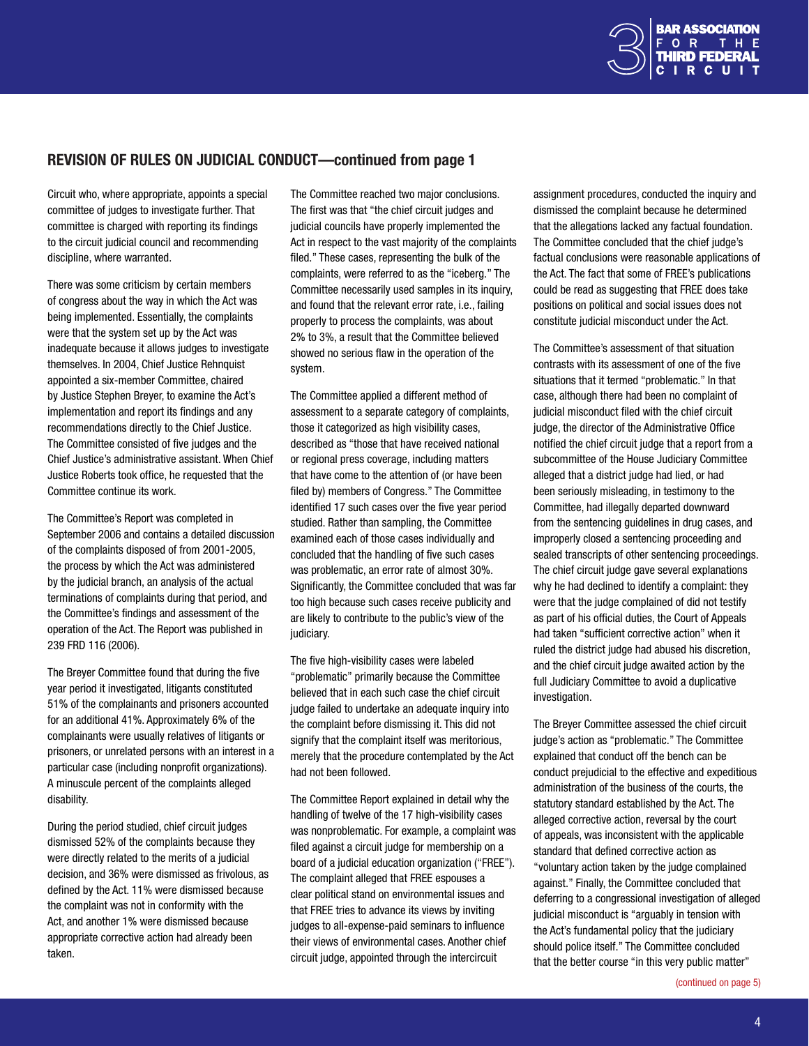## REVISION OF RULES ON JUDICIAL CONDUCT—continued from page 1

Circuit who, where appropriate, appoints a special committee of judges to investigate further. That committee is charged with reporting its findings to the circuit judicial council and recommending discipline, where warranted.

There was some criticism by certain members of congress about the way in which the Act was being implemented. Essentially, the complaints were that the system set up by the Act was inadequate because it allows judges to investigate themselves. In 2004, Chief Justice Rehnquist appointed a six-member Committee, chaired by Justice Stephen Breyer, to examine the Act's implementation and report its findings and any recommendations directly to the Chief Justice. The Committee consisted of five judges and the Chief Justice's administrative assistant. When Chief Justice Roberts took office, he requested that the Committee continue its work.

The Committee's Report was completed in September 2006 and contains a detailed discussion of the complaints disposed of from 2001-2005, the process by which the Act was administered by the judicial branch, an analysis of the actual terminations of complaints during that period, and the Committee's findings and assessment of the operation of the Act. The Report was published in 239 FRD 116 (2006).

The Breyer Committee found that during the five year period it investigated, litigants constituted 51% of the complainants and prisoners accounted for an additional 41%. Approximately 6% of the complainants were usually relatives of litigants or prisoners, or unrelated persons with an interest in a particular case (including nonprofit organizations). A minuscule percent of the complaints alleged disability.

During the period studied, chief circuit judges dismissed 52% of the complaints because they were directly related to the merits of a judicial decision, and 36% were dismissed as frivolous, as defined by the Act. 11% were dismissed because the complaint was not in conformity with the Act, and another 1% were dismissed because appropriate corrective action had already been taken.

The Committee reached two major conclusions. The first was that "the chief circuit judges and judicial councils have properly implemented the Act in respect to the vast majority of the complaints filed." These cases, representing the bulk of the complaints, were referred to as the "iceberg." The Committee necessarily used samples in its inquiry, and found that the relevant error rate, i.e., failing properly to process the complaints, was about 2% to 3%, a result that the Committee believed showed no serious flaw in the operation of the system.

The Committee applied a different method of assessment to a separate category of complaints, those it categorized as high visibility cases, described as "those that have received national or regional press coverage, including matters that have come to the attention of (or have been filed by) members of Congress." The Committee identified 17 such cases over the five year period studied. Rather than sampling, the Committee examined each of those cases individually and concluded that the handling of five such cases was problematic, an error rate of almost 30%. Significantly, the Committee concluded that was far too high because such cases receive publicity and are likely to contribute to the public's view of the judiciary.

The five high-visibility cases were labeled "problematic" primarily because the Committee believed that in each such case the chief circuit judge failed to undertake an adequate inquiry into the complaint before dismissing it. This did not signify that the complaint itself was meritorious, merely that the procedure contemplated by the Act had not been followed.

The Committee Report explained in detail why the handling of twelve of the 17 high-visibility cases was nonproblematic. For example, a complaint was filed against a circuit judge for membership on a board of a judicial education organization ("FREE"). The complaint alleged that FREE espouses a clear political stand on environmental issues and that FREE tries to advance its views by inviting judges to all-expense-paid seminars to influence their views of environmental cases. Another chief circuit judge, appointed through the intercircuit assignment procedures, conducted the inquiry and dismissed the complaint because he determined that the allegations lacked any factual foundation. The Committee concluded that the chief judge's factual conclusions were reasonable applications of the Act. The fact that some of FREE's publications could be read as suggesting that FREE does take positions on political and social issues does not constitute judicial misconduct under the Act.

The Committee's assessment of that situation contrasts with its assessment of one of the five situations that it termed "problematic." In that case, although there had been no complaint of judicial misconduct filed with the chief circuit judge, the director of the Administrative Office notified the chief circuit judge that a report from a subcommittee of the House Judiciary Committee alleged that a district judge had lied, or had been seriously misleading, in testimony to the Committee, had illegally departed downward from the sentencing guidelines in drug cases, and improperly closed a sentencing proceeding and sealed transcripts of other sentencing proceedings. The chief circuit judge gave several explanations why he had declined to identify a complaint: they were that the judge complained of did not testify as part of his official duties, the Court of Appeals had taken "sufficient corrective action" when it ruled the district judge had abused his discretion, and the chief circuit judge awaited action by the full Judiciary Committee to avoid a duplicative investigation.

The Breyer Committee assessed the chief circuit judge's action as "problematic." The Committee explained that conduct off the bench can be conduct prejudicial to the effective and expeditious administration of the business of the courts, the statutory standard established by the Act. The alleged corrective action, reversal by the court of appeals, was inconsistent with the applicable standard that defined corrective action as "voluntary action taken by the judge complained against." Finally, the Committee concluded that deferring to a congressional investigation of alleged judicial misconduct is "arguably in tension with the Act's fundamental policy that the judiciary should police itself." The Committee concluded that the better course "in this very public matter"

(continued on page 5)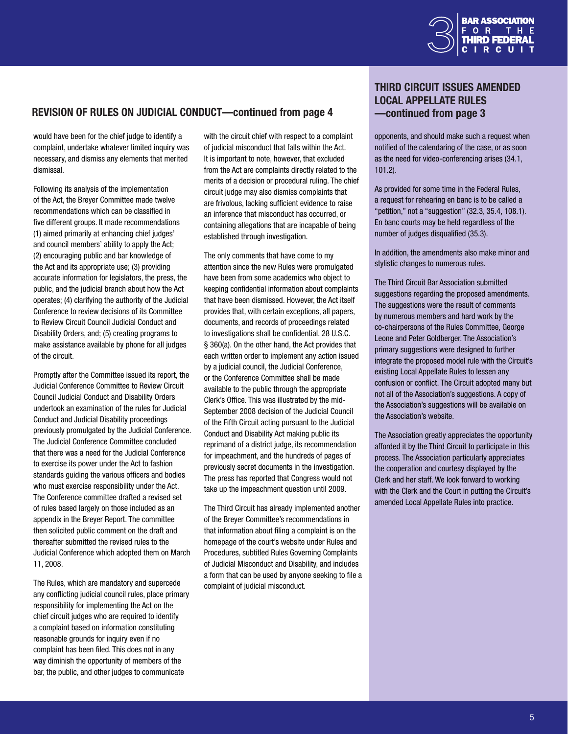## REVISION OF RULES ON JUDICIAL CONDUCT—continued from page 4

would have been for the chief judge to identify a complaint, undertake whatever limited inquiry was necessary, and dismiss any elements that merited dismissal.

Following its analysis of the implementation of the Act, the Breyer Committee made twelve recommendations which can be classified in five different groups. It made recommendations (1) aimed primarily at enhancing chief judges' and council members' ability to apply the Act; (2) encouraging public and bar knowledge of the Act and its appropriate use; (3) providing accurate information for legislators, the press, the public, and the judicial branch about how the Act operates; (4) clarifying the authority of the Judicial Conference to review decisions of its Committee to Review Circuit Council Judicial Conduct and Disability Orders, and; (5) creating programs to make assistance available by phone for all judges of the circuit.

Promptly after the Committee issued its report, the Judicial Conference Committee to Review Circuit Council Judicial Conduct and Disability Orders undertook an examination of the rules for Judicial Conduct and Judicial Disability proceedings previously promulgated by the Judicial Conference. The Judicial Conference Committee concluded that there was a need for the Judicial Conference to exercise its power under the Act to fashion standards guiding the various officers and bodies who must exercise responsibility under the Act. The Conference committee drafted a revised set of rules based largely on those included as an appendix in the Breyer Report. The committee then solicited public comment on the draft and thereafter submitted the revised rules to the Judicial Conference which adopted them on March 11, 2008.

The Rules, which are mandatory and supercede any conflicting judicial council rules, place primary responsibility for implementing the Act on the chief circuit judges who are required to identify a complaint based on information constituting reasonable grounds for inquiry even if no complaint has been filed. This does not in any way diminish the opportunity of members of the bar, the public, and other judges to communicate with the circuit chief with respect to a complaint of judicial misconduct that falls within the Act. It is important to note, however, that excluded from the Act are complaints directly related to the merits of a decision or procedural ruling. The chief circuit judge may also dismiss complaints that are frivolous, lacking sufficient evidence to raise an inference that misconduct has occurred, or containing allegations that are incapable of being established through investigation.

The only comments that have come to my attention since the new Rules were promulgated have been from some academics who object to keeping confidential information about complaints that have been dismissed. However, the Act itself provides that, with certain exceptions, all papers, documents, and records of proceedings related to investigations shall be confidential. 28 U.S.C. § 360(a). On the other hand, the Act provides that each written order to implement any action issued by a judicial council, the Judicial Conference, or the Conference Committee shall be made available to the public through the appropriate Clerk's Office. This was illustrated by the mid-September 2008 decision of the Judicial Council of the Fifth Circuit acting pursuant to the Judicial Conduct and Disability Act making public its reprimand of a district judge, its recommendation for impeachment, and the hundreds of pages of previously secret documents in the investigation. The press has reported that Congress would not take up the impeachment question until 2009.

The Third Circuit has already implemented another of the Breyer Committee's recommendations in that information about filing a complaint is on the homepage of the court's website under Rules and Procedures, subtitled Rules Governing Complaints of Judicial Misconduct and Disability, and includes a form that can be used by anyone seeking to file a complaint of judicial misconduct.

## THIRD CIRCUIT ISSUES AMENDED LOCAL APPELLATE RULES —continued from page 3

opponents, and should make such a request when notified of the calendaring of the case, or as soon as the need for video-conferencing arises (34.1, 101.2).

As provided for some time in the Federal Rules, a request for rehearing en banc is to be called a "petition," not a "suggestion" (32.3, 35.4, 108.1). En banc courts may be held regardless of the number of judges disqualified (35.3).

In addition, the amendments also make minor and stylistic changes to numerous rules.

The Third Circuit Bar Association submitted suggestions regarding the proposed amendments. The suggestions were the result of comments by numerous members and hard work by the co-chairpersons of the Rules Committee, George Leone and Peter Goldberger. The Association's primary suggestions were designed to further integrate the proposed model rule with the Circuit's existing Local Appellate Rules to lessen any confusion or conflict. The Circuit adopted many but not all of the Association's suggestions. A copy of the Association's suggestions will be available on the Association's website.

The Association greatly appreciates the opportunity afforded it by the Third Circuit to participate in this process. The Association particularly appreciates the cooperation and courtesy displayed by the Clerk and her staff. We look forward to working with the Clerk and the Court in putting the Circuit's amended Local Appellate Rules into practice.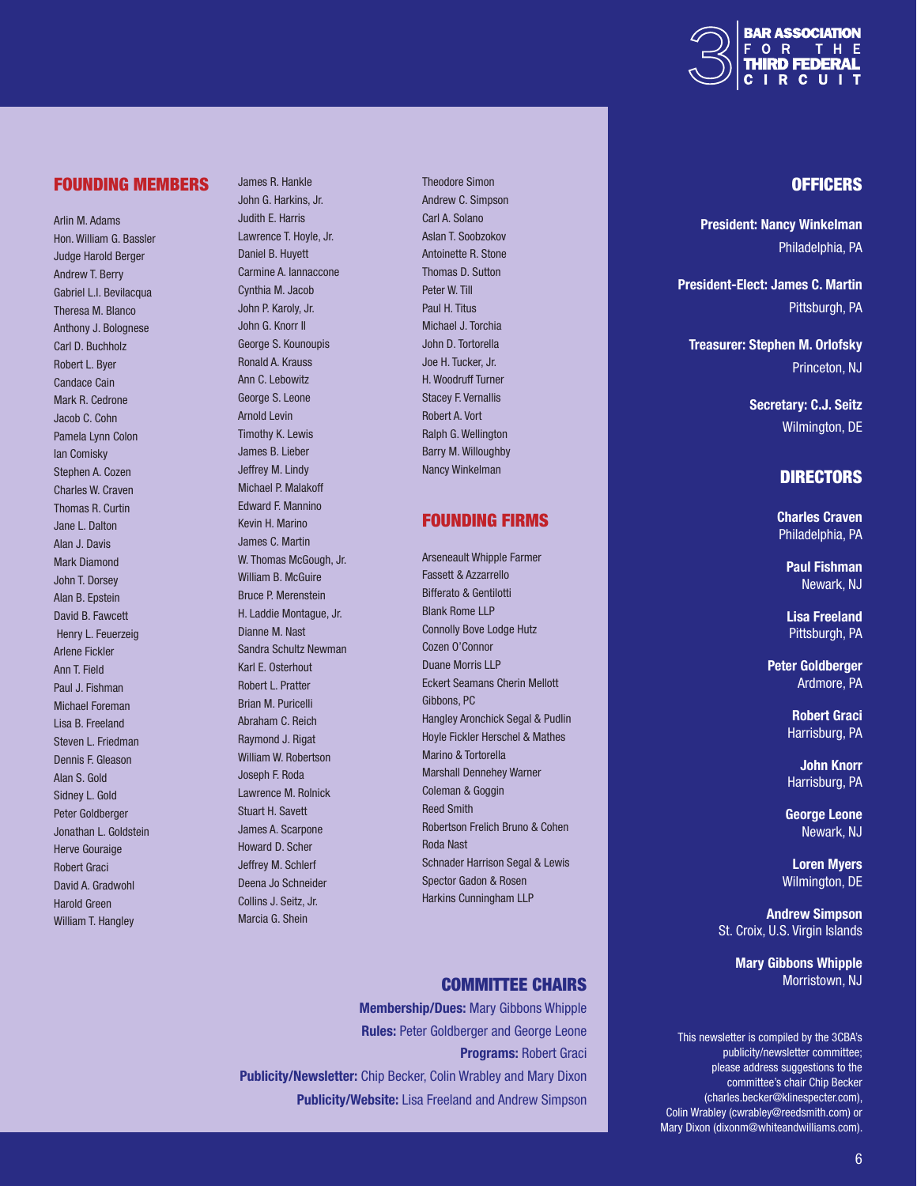BAR ASSOCIATION FOR THE THIRD FEDERAL CIRCUIT

## FOUNDING MEMBERS

Arlin M. Adams
Hon. William G. Bassler
Judge Harold Berger
Andrew T. Berry
Gabriel L.I. Bevilacqua
Theresa M. Blanco
Anthony J. Bolognese
Carl D. Buchholz
Robert L. Byer
Candace Cain
Mark R. Cedrone
Jacob C. Cohn
Pamela Lynn Colon
Ian Comisky
Stephen A. Cozen
Charles W. Craven
Thomas R. Curtin
Jane L. Dalton
Alan J. Davis
Mark Diamond
John T. Dorsey
Alan B. Epstein
David B. Fawcett
Henry L. Feuerzeig
Arlene Fickler
Ann T. Field
Paul J. Fishman
Michael Foreman
Lisa B. Freeland
Steven L. Friedman
Dennis F. Gleason
Alan S. Gold
Sidney L. Gold
Peter Goldberger
Jonathan L. Goldstein
Herve Gouraige
Robert Graci
David A. Gradwohl
Harold Green
William T. Hangley
James R. Hankle
John G. Harkins, Jr.
Judith E. Harris
Lawrence T. Hoyle, Jr.
Daniel B. Huyett
Carmine A. Iannaccone
Cynthia M. Jacob
John P. Karoly, Jr.
John G. Knorr II
George S. Kounoupis
Ronald A. Krauss
Ann C. Lebowitz
George S. Leone
Arnold Levin
Timothy K. Lewis
James B. Lieber
Jeffrey M. Lindy
Michael P. Malakoff
Edward F. Mannino
Kevin H. Marino
James C. Martin
W. Thomas McGough, Jr.
William B. McGuire
Bruce P. Merenstein
H. Laddie Montague, Jr.
Dianne M. Nast
Sandra Schultz Newman
Karl E. Osterhout
Robert L. Pratter
Brian M. Puricelli
Abraham C. Reich
Raymond J. Rigat
William W. Robertson
Joseph F. Roda
Lawrence M. Rolnick
Stuart H. Savett
James A. Scarpone
Howard D. Scher
Jeffrey M. Schlerf
Deena Jo Schneider
Collins J. Seitz, Jr.
Marcia G. Shein
Theodore Simon
Andrew C. Simpson
Carl A. Solano
Aslan T. Soobzokov
Antoinette R. Stone
Thomas D. Sutton
Peter W. Till
Paul H. Titus
Michael J. Torchia
John D. Tortorella
Joe H. Tucker, Jr.
H. Woodruff Turner
Stacey F. Vernallis
Robert A. Vort
Ralph G. Wellington
Barry M. Willoughby
Nancy Winkelman

## FOUNDING FIRMS

Arseneault Whipple Farmer
Fassett & Azzarello
Bifferato & Gentilotti
Blank Rome LLP
Connolly Bove Lodge Hutz
Cozen O'Connor
Duane Morris LLP
Eckert Seamans Cherin Mellott
Gibbons, PC
Hangley Aronchick Segal & Pudlin
Hoyle Fickler Herschel & Mathes
Marino & Tortorella
Marshall Dennehey Warner
Coleman & Goggin
Reed Smith
Robertson Frelich Bruno & Cohen
Roda Nast
Schnader Harrison Segal & Lewis
Spector Gadon & Rosen
Harkins Cunningham LLP

## COMMITTEE CHAIRS

**Membership/Dues:** Mary Gibbons Whipple
**Rules:** Peter Goldberger and George Leone
**Programs:** Robert Graci
**Publicity/Newsletter:** Chip Becker, Colin Wrabley and Mary Dixon
**Publicity/Website:** Lisa Freeland and Andrew Simpson

## OFFICERS

**President: Nancy Winkelman**
Philadelphia, PA

**President-Elect: James C. Martin**
Pittsburgh, PA

**Treasurer: Stephen M. Orlofsky**
Princeton, NJ

**Secretary: C.J. Seitz**
Wilmington, DE

## DIRECTORS

**Charles Craven**
Philadelphia, PA

**Paul Fishman**
Newark, NJ

**Lisa Freeland**
Pittsburgh, PA

**Peter Goldberger**
Ardmore, PA

**Robert Graci**
Harrisburg, PA

**John Knorr**
Harrisburg, PA

**George Leone**
Newark, NJ

**Loren Myers**
Wilmington, DE

**Andrew Simpson**
St. Croix, U.S. Virgin Islands

**Mary Gibbons Whipple**
Morristown, NJ

This newsletter is compiled by the 3CBA's publicity/newsletter committee; please address suggestions to the committee's chair Chip Becker (charles.becker@klinespecter.com), Colin Wrabley (cwrabley@reedsmith.com) or Mary Dixon (dixonm@whiteandwilliams.com).